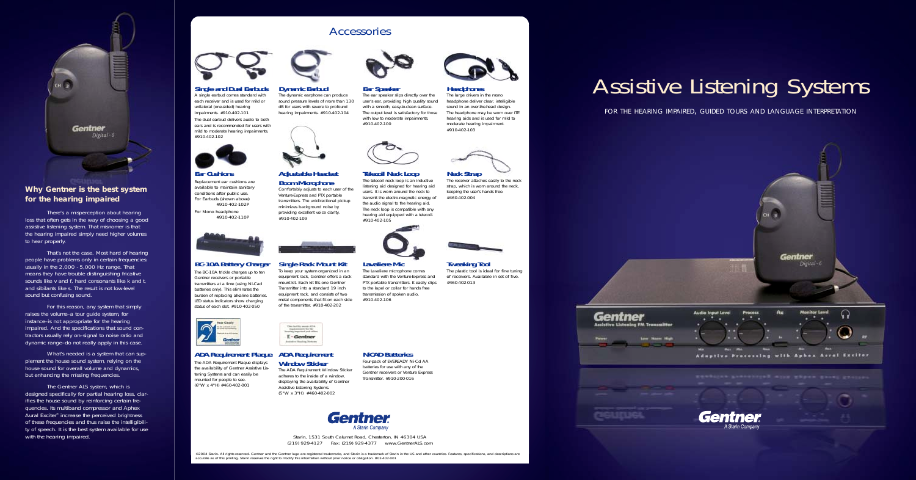## Why Gentner is the best system for the hearing impaired

There's a misperception about hearing loss that often gets in the way of choosing a good assistive listening system. That misnomer is that the hearing impaired simply need higher volumes to hear properly.

That's not the case. Most hard of hearing people have problems only in certain frequencies: usually in the 2,000 - 5,000 Hz range. That means they have trouble distinguishing fricative sounds like v and f, hard consonants like k and t, and sibilants like s. The result is not low-level sound but confusing sound.

For this reason, any system that simply raises the volume–a tour guide system, for instance–is not appropriate for the hearing impaired. And the specifications that sound contractors usually rely on–signal to noise ratio and dynamic range–do not really apply in this case.

What's needed is a system that can supplement the house sound system, relying on the house sound for overall volume and dynamics, but enhancing the missing frequencies.

The Gentner ALS system, which is designed specifically for partial hearing loss, clarifies the house sound by reinforcing certain frequencies. Its multiband compressor and Aphex Aural Exciter® increase the perceived brightness of these frequencies and thus raise the intelligibility of speech. It is the best system available for use with the hearing impaired.

# Accessories

**Single and Dual Earbuds**
A single earbud comes standard with each receiver and is used for mild or unilateral (one-sided) hearing impairments. #910-402-101
The dual earbud delivers audio to both ears and is recommended for users with mild to moderate hearing impairments. #910-402-102

**Dynamic Earbud**
The dynamic earphone can produce sound pressure levels of more than 130 dB for users with severe to profound hearing impairments. #910-402-104

**Ear Speaker**
The ear speaker slips directly over the user's ear, providing high quality sound with a smooth, easy-to-clean surface. The output level is satisfactory for those with low to moderate impairments. #910-402-100

**Headphones**
The large drivers in the mono headphone deliver clear, intelligible sound in an over-the-head design. The headphone may be worn over ITE hearing aids and is used for mild to moderate hearing impairment. #910-402-103

**Ear Cushions**
Replacement ear cushions are available to maintain sanitary conditions after public use.
For Earbuds (shown above) #910-402-102P
For Mono headphone #910-402-110P

**Adjustable Headset Boom Microphone**
Comfortably adjusts to each user of the Venture-Express and PTX portable transmitters. The unidirectional pickup minimizes background noise by providing excellent voice clarity. #910-402-109

**Telecoil Neck Loop**
The telecoil neck loop is an inductive listening aid designed for hearing aid users. It is worn around the neck to transmit the electro-magnetic energy of the audio signal to the hearing aid. The neck loop is compatible with any hearing aid equipped with a telecoil. #910-402-105

**Neck Strap**
The receiver attaches easily to the neck strap, which is worn around the neck, keeping the user's hands free. #460-402-004

**BC-10A Battery Charger**
The BC-10A trickle charges up to ten Gentner receivers or portable transmitters at a time (using Ni-Cad batteries only). This eliminates the burden of replacing alkaline batteries. LED status indicators show charging status of each slot. #910-402-050

**Single Rack Mount Kit**
To keep your system organized in an equipment rack, Gentner offers a rack mount kit. Each kit fits one Gentner Transmitter into a standard 19 inch equipment rack, and consists of two metal components that fit on each side of the transmitter. #910-402-202

**Lavaliere Mic**
The Lavaliere microphone comes standard with the Venture-Express and PTX portable transmitters. It easily clips to the lapel or collar for hands free transmission of spoken audio. #910-402-106

**Tweaking Tool**
The plastic tool is ideal for fine tuning of receivers. Available in set of five. #460-402-013

**ADA Requirement Plaque**
The ADA Requirement Plaque displays the availability of Gentner Assistive Listening Systems and can easily be mounted for people to see. (6"W x 4"H) #460-402-001

**ADA Requirement Window Sticker**
The ADA Requirement Window Sticker adheres to the inside of a window, displaying the availability of Gentner Assistive Listening Systems. (5"W x 3"H) #460-402-002

**NiCAD Batteries**
Four-pack of EVEREADY Ni-Cd AA batteries for use with any of the Gentner receivers or Venture Express Transmitter. #910-200-016

Gentner
A Starin Company

Starin, 1531 South Calumet Road, Chesterton, IN 46304 USA
(219) 929-4127 Fax: (219) 929-4377 www.GentnerALS.com

©2004 Starin. All rights reserved. Gentner and the Gentner logo are registered trademarks, and Starin is a trademark of Starin in the US and other countries. Features, specifications, and descriptions are accurate as of this printing. Starin reserves the right to modify this information without prior notice or obligation. 803-402-001

# Assistive Listening Systems

FOR THE HEARING IMPAIRED, GUIDED TOURS AND LANGUAGE INTERPRETATION

Gentner
A Starin Company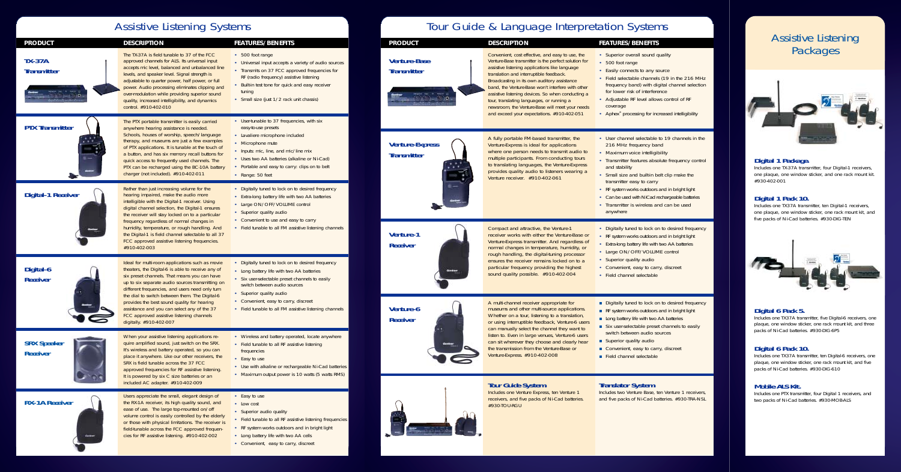# Assistive Listening Systems

| PRODUCT | DESCRIPTION | FEATURES/BENEFITS |
|---|---|---|
| **TX-37A Transmitter** | The TX-37A is field tunable to 37 of the FCC approved channels for ALS. Its universal input accepts mic level, balanced and unbalanced line levels, and speaker level. Signal strength is adjustable to quarter power, half power, or full power. Audio processing eliminates clipping and over-modulation while providing superior sound quality, increased intelligibility, and dynamics control. #910-402-010 | • 500 foot range<br>• Universal input accepts a variety of audio sources<br>• Transmits on 37 FCC approved frequencies for RF (radio frequency) assistive listening<br>• Built-in test tone for quick and easy receiver tuning<br>• Small size (just 1/2 rack unit chassis) |
| **PTX Transmitter** | The PTX portable transmitter is easily carried anywhere hearing assistance is needed. Schools, houses of worship, speech/language therapy, and museums are just a few examples of PTX applications. It is tunable at the touch of a button, and has six memory recall buttons for quick access to frequently used channels. The PTX can be recharged using the BC-10A battery charger (not included). #910-402-011 | • User-tunable to 37 frequencies, with six easy-to-use presets<br>• Lavaliere microphone included<br>• Microphone mute<br>• Inputs: mic, line, and mic/line mix<br>• Uses two AA batteries (alkaline or Ni-Cad)<br>• Portable and easy to carry: clips on to belt<br>• Range: 50 feet |
| **Digital-1 Receiver** | Rather than just increasing volume for the hearing impaired, make the audio more intelligible with the Digital-1 receiver. Using digital channel selection, the Digital-1 ensures the receiver will stay locked on to a particular frequency regardless of normal changes in humidity, temperature, or rough handling. And the Digital-1 is field channel selectable to all 37 FCC approved assistive listening frequencies. #910-402-003 | • Digitally tuned to lock on to desired frequency<br>• Extra-long battery life with two AA batteries<br>• Large ON/OFF/VOLUME control<br>• Superior quality audio<br>• Convenient to use and easy to carry<br>• Field tunable to all FM assistive listening channels |
| **Digital-6 Receiver** | Ideal for multi-room applications such as movie theaters, the Digital-6 is able to receive any of six preset channels. That means you can have up to six separate audio sources transmitting on different frequencies, and users need only turn the dial to switch between them. The Digital-6 provides the best sound quality for hearing assistance and you can select any of the 37 FCC approved assistive listening channels digitally. #910-402-007 | • Digitally tuned to lock on to desired frequency<br>• Long battery life with two AA batteries<br>• Six user-selectable preset channels to easily switch between audio sources<br>• Superior quality audio<br>• Convenient, easy to carry, discreet<br>• Field tunable to all FM assistive listening channels |
| **SRX Speaker Receiver** | When your assistive listening applications require amplified sound, just switch on the SRX. It's wireless and battery operated, so you can place it anywhere. Like our other receivers, the SRX is field tunable across the 37 FCC approved frequencies for RF assistive listening. It is powered by six C size batteries or an included AC adapter. #910-402-009 | • Wireless and battery operated, locate anywhere<br>• Field tunable to all RF assistive listening frequencies<br>• Easy to use<br>• Use with alkaline or rechargeable Ni-Cad batteries<br>• Maximum output power is 10 watts (5 watts RMS) |
| **RX-1A Receiver** | Users appreciate the small, elegant design of the RX-1A receiver, its high quality sound, and ease of use. The large top-mounted on/off volume control is easily controlled by the elderly or those with physical limitations. The receiver is field-tunable across the FCC approved frequencies for RF assistive listening. #910-402-002 | • Easy to use<br>• Low cost<br>• Superior audio quality<br>• Field tunable to all RF assistive listening frequencies<br>• RF system works outdoors and in bright light<br>• Long battery life with two AA cells<br>• Convenient, easy to carry, discreet |

# Tour Guide & Language Interpretation Systems

| PRODUCT | DESCRIPTION | FEATURES/BENEFITS |
|---|---|---|
| **Venture-Base Transmitter** | Convenient, cost effective, and easy to use, the Venture-Base transmitter is the perfect solution for assistive listening applications like language translation and interruptible feedback. Broadcasting in its own auditory assistance band, the Venture-Base won't interfere with other assistive listening devices. So when conducting a tour, translating languages, or running a newsroom, the Venture-Base will meet your needs and exceed your expectations. #910-402-051 | • Superior overall sound quality<br>• 500 foot range<br>• Easily connects to any source<br>• Field selectable channels (19 in the 216 MHz frequency band) with digital channel selection for lower risk of interference<br>• Adjustable RF level allows control of RF coverage<br>• Aphex® processing for increased intelligibility |
| **Venture-Express Transmitter** | A fully portable FM-based transmitter, the Venture-Express is ideal for applications where one person needs to transmit audio to multiple participants. From conducting tours to translating languages, the Venture-Express provides quality audio to listeners wearing a Venture receiver. #910-402-061 | • User channel selectable to 19 channels in the 216 MHz frequency band<br>• Maximum voice intelligibility<br>• Transmitter features absolute frequency control and stability<br>• Small size and built-in belt clip make the transmitter easy to carry<br>• RF system works outdoors and in bright light<br>• Can be used with NiCad rechargeable batteries<br>• Transmitter is wireless and can be used anywhere |
| **Venture-1 Receiver** | Compact and attractive, the Venture-1 receiver works with either the Venture-Base or Venture-Express transmitter. And regardless of normal changes in temperature, humidity, or rough handling, the digital-tuning processor ensures the receiver remains locked on to a particular frequency providing the highest sound quality possible. #910-402-004 | • Digitally tuned to lock on to desired frequency<br>• RF system works outdoors and in bright light<br>• Extra-long battery life with two AA batteries<br>• Large ON/OFF/VOLUME control<br>• Superior quality audio<br>• Convenient, easy to carry, discreet<br>• Field channel selectable |
| **Venture-6 Receiver** | A multi-channel receiver appropriate for museums and other multi-source applications. Whether on a tour, listening to a translation, or using interruptible feedback, Venture-6 users can manually select the channel they want to listen to. Even in large venues, Venture-6 users can sit wherever they choose and clearly hear the transmission from the Venture-Base or Venture-Express. #910-402-008 | • Digitally tuned to lock on to desired frequency<br>• RF system works outdoors and in bright light<br>• Long battery life with two AA batteries<br>• Six user-selectable preset channels to easily switch between audio sources<br>• Superior quality audio<br>• Convenient, easy to carry, discreet<br>• Field channel selectable |

**Tour Guide System.**
Includes one Venture Express, ten Venture 1 receivers, and five packs of Ni-Cad batteries. #930-TOUR-GU

**Translator System.**
Includes two Venture Base, ten Venture 1 receivers, and five packs of Ni-Cad batteries. #930-TRA-NSL

# Assistive Listening Packages

**Digital 1 Package.**
Includes one TX37A transmitter, four Digital-1 receivers, one plaque, one window sticker, and one rack mount kit. #930-402-001

**Digital 1 Pack 10.**
Includes one TX37A transmitter, ten Digital-1 receivers, one plaque, one window sticker, one rack mount kit, and five packs of Ni-Cad batteries. #930-DIG-TEN

**Digital 6 Pack 5.**
Includes one TX37A transmitter, five Digital-6 receivers, one plaque, one window sticker, one rack mount kit, and three packs of Ni-Cad batteries. #930-DIG-6P5

**Digital 6 Pack 10.**
Includes one TX37A transmitter, ten Digital-6 receivers, one plaque, one window sticker, one rack mount kit, and five packs of Ni-Cad batteries. #930-DIG-610

**Mobile ALS Kit.**
Includes one PTX transmitter, four Digital 1 receivers, and two packs of Ni-Cad batteries. #930-MOBALS